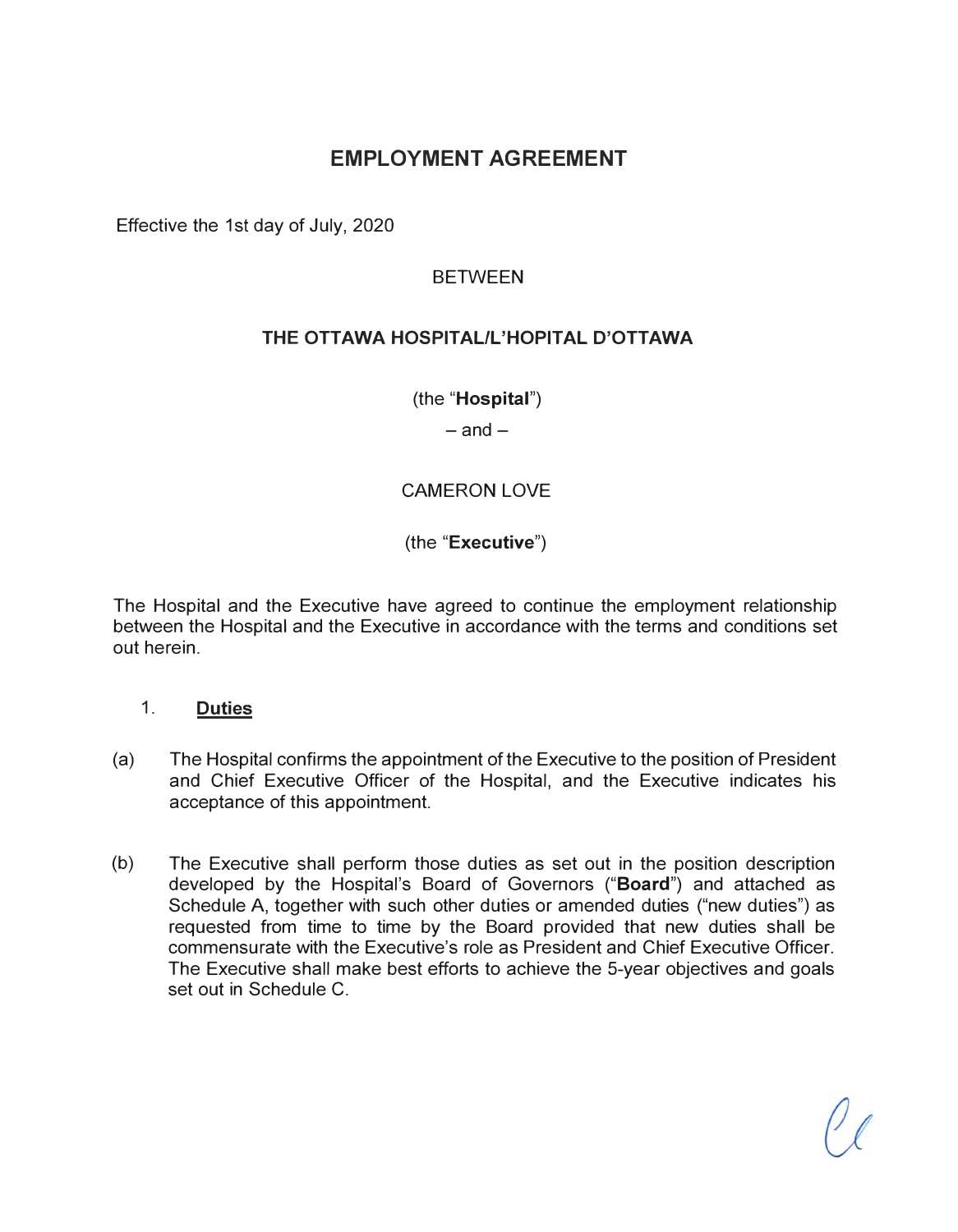# EMPLOYMENT AGREEMENT

Effective the 1st day of July, 2020

BETWEEN

**THE OTTAWA HOSPITAL/L'HOPITAL D'OTTAWA**

(the "**Hospital**")

– and –

CAMERON LOVE

(the "**Executive**")

The Hospital and the Executive have agreed to continue the employment relationship between the Hospital and the Executive in accordance with the terms and conditions set out herein.

## 1. Duties

(a) The Hospital confirms the appointment of the Executive to the position of President and Chief Executive Officer of the Hospital, and the Executive indicates his acceptance of this appointment.

(b) The Executive shall perform those duties as set out in the position description developed by the Hospital's Board of Governors ("**Board**") and attached as Schedule A, together with such other duties or amended duties ("new duties") as requested from time to time by the Board provided that new duties shall be commensurate with the Executive's role as President and Chief Executive Officer. The Executive shall make best efforts to achieve the 5-year objectives and goals set out in Schedule C.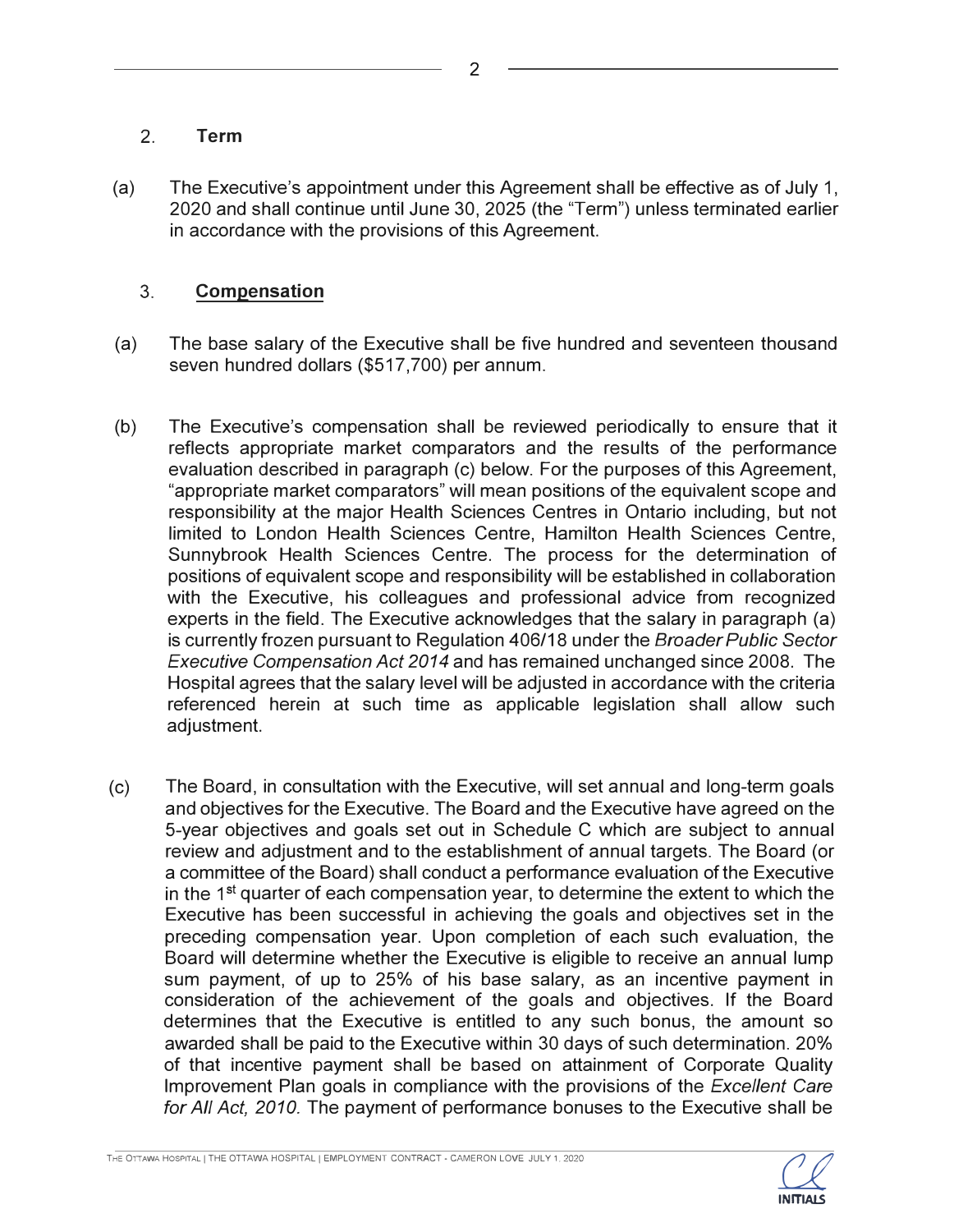## 2. Term

(a) The Executive's appointment under this Agreement shall be effective as of July 1, 2020 and shall continue until June 30, 2025 (the "Term") unless terminated earlier in accordance with the provisions of this Agreement.

## 3. Compensation

(a) The base salary of the Executive shall be five hundred and seventeen thousand seven hundred dollars ($517,700) per annum.

(b) The Executive's compensation shall be reviewed periodically to ensure that it reflects appropriate market comparators and the results of the performance evaluation described in paragraph (c) below. For the purposes of this Agreement, "appropriate market comparators" will mean positions of the equivalent scope and responsibility at the major Health Sciences Centres in Ontario including, but not limited to London Health Sciences Centre, Hamilton Health Sciences Centre, Sunnybrook Health Sciences Centre. The process for the determination of positions of equivalent scope and responsibility will be established in collaboration with the Executive, his colleagues and professional advice from recognized experts in the field. The Executive acknowledges that the salary in paragraph (a) is currently frozen pursuant to Regulation 406/18 under the *Broader Public Sector Executive Compensation Act 2014* and has remained unchanged since 2008. The Hospital agrees that the salary level will be adjusted in accordance with the criteria referenced herein at such time as applicable legislation shall allow such adjustment.

(c) The Board, in consultation with the Executive, will set annual and long-term goals and objectives for the Executive. The Board and the Executive have agreed on the 5-year objectives and goals set out in Schedule C which are subject to annual review and adjustment and to the establishment of annual targets. The Board (or a committee of the Board) shall conduct a performance evaluation of the Executive in the 1st quarter of each compensation year, to determine the extent to which the Executive has been successful in achieving the goals and objectives set in the preceding compensation year. Upon completion of each such evaluation, the Board will determine whether the Executive is eligible to receive an annual lump sum payment, of up to 25% of his base salary, as an incentive payment in consideration of the achievement of the goals and objectives. If the Board determines that the Executive is entitled to any such bonus, the amount so awarded shall be paid to the Executive within 30 days of such determination. 20% of that incentive payment shall be based on attainment of Corporate Quality Improvement Plan goals in compliance with the provisions of the *Excellent Care for All Act, 2010.* The payment of performance bonuses to the Executive shall be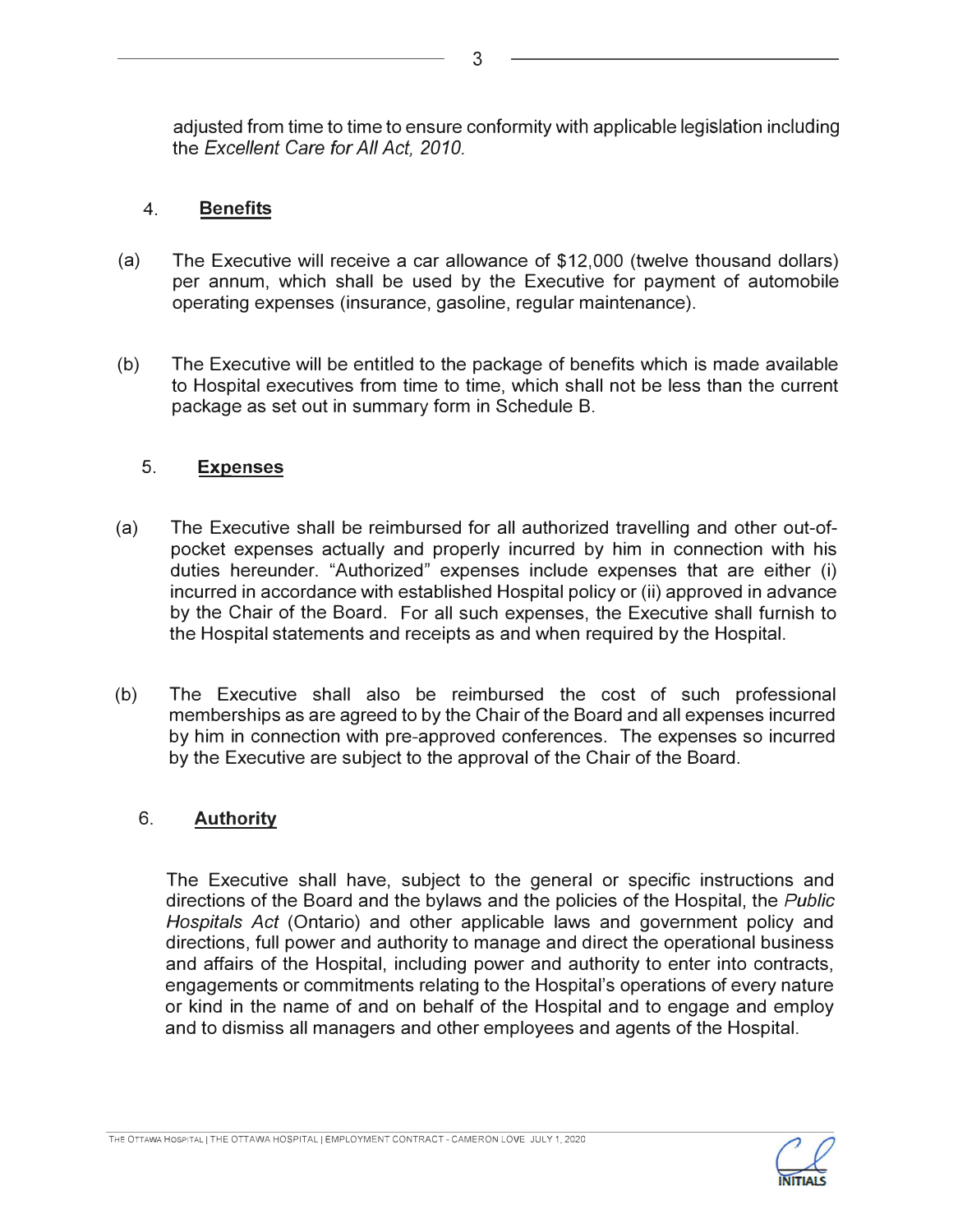adjusted from time to time to ensure conformity with applicable legislation including the *Excellent Care for All Act, 2010*.

## 4. Benefits

(a) The Executive will receive a car allowance of $12,000 (twelve thousand dollars) per annum, which shall be used by the Executive for payment of automobile operating expenses (insurance, gasoline, regular maintenance).

(b) The Executive will be entitled to the package of benefits which is made available to Hospital executives from time to time, which shall not be less than the current package as set out in summary form in Schedule B.

## 5. Expenses

(a) The Executive shall be reimbursed for all authorized travelling and other out-of-pocket expenses actually and properly incurred by him in connection with his duties hereunder. "Authorized" expenses include expenses that are either (i) incurred in accordance with established Hospital policy or (ii) approved in advance by the Chair of the Board. For all such expenses, the Executive shall furnish to the Hospital statements and receipts as and when required by the Hospital.

(b) The Executive shall also be reimbursed the cost of such professional memberships as are agreed to by the Chair of the Board and all expenses incurred by him in connection with pre-approved conferences. The expenses so incurred by the Executive are subject to the approval of the Chair of the Board.

## 6. Authority

The Executive shall have, subject to the general or specific instructions and directions of the Board and the bylaws and the policies of the Hospital, the *Public Hospitals Act* (Ontario) and other applicable laws and government policy and directions, full power and authority to manage and direct the operational business and affairs of the Hospital, including power and authority to enter into contracts, engagements or commitments relating to the Hospital's operations of every nature or kind in the name of and on behalf of the Hospital and to engage and employ and to dismiss all managers and other employees and agents of the Hospital.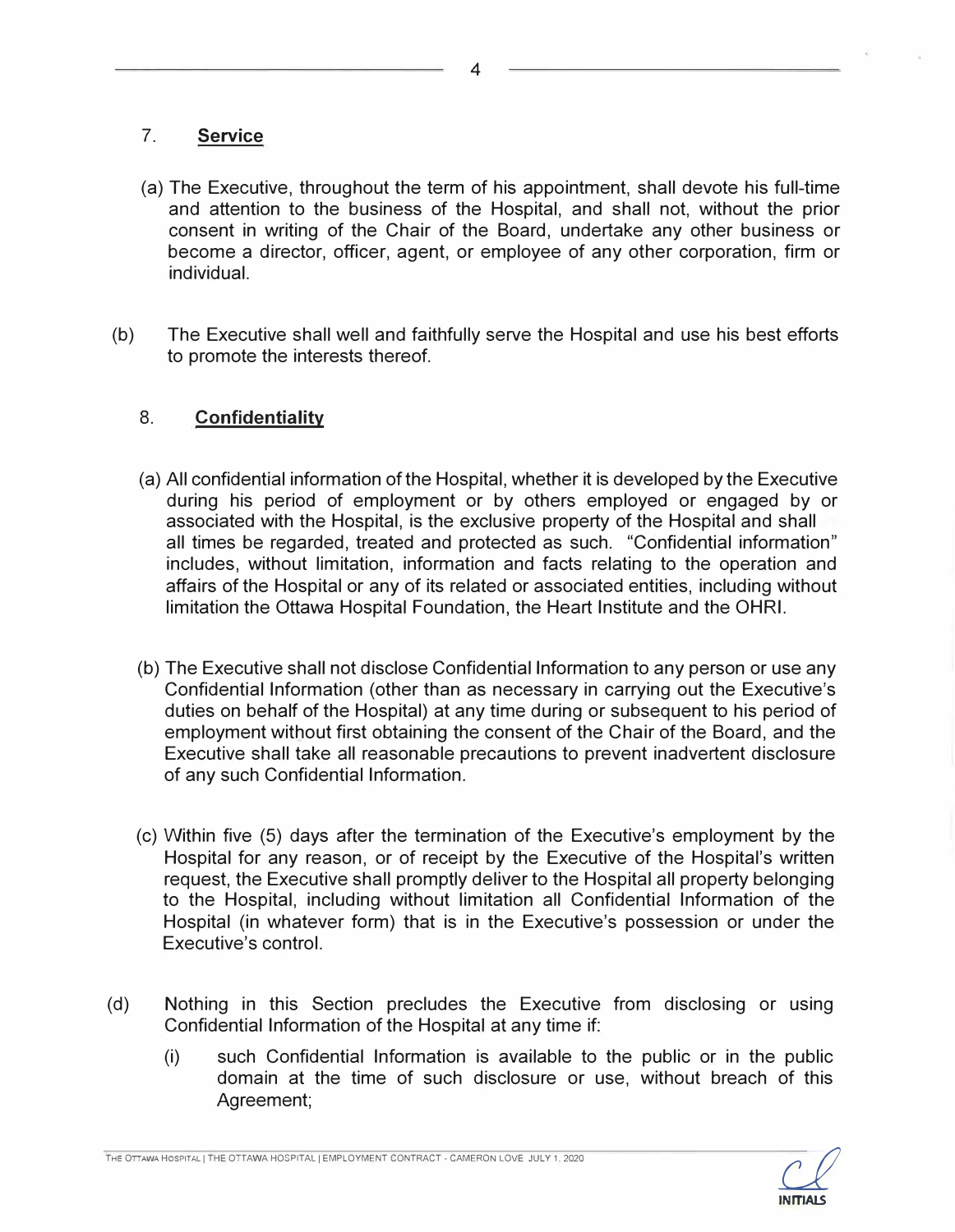7. **Service**

(a) The Executive, throughout the term of his appointment, shall devote his full-time and attention to the business of the Hospital, and shall not, without the prior consent in writing of the Chair of the Board, undertake any other business or become a director, officer, agent, or employee of any other corporation, firm or individual.

(b) The Executive shall well and faithfully serve the Hospital and use his best efforts to promote the interests thereof.

8. **Confidentiality**

(a) All confidential information of the Hospital, whether it is developed by the Executive during his period of employment or by others employed or engaged by or associated with the Hospital, is the exclusive property of the Hospital and shall all times be regarded, treated and protected as such. "Confidential information" includes, without limitation, information and facts relating to the operation and affairs of the Hospital or any of its related or associated entities, including without limitation the Ottawa Hospital Foundation, the Heart Institute and the OHRI.

(b) The Executive shall not disclose Confidential Information to any person or use any Confidential Information (other than as necessary in carrying out the Executive's duties on behalf of the Hospital) at any time during or subsequent to his period of employment without first obtaining the consent of the Chair of the Board, and the Executive shall take all reasonable precautions to prevent inadvertent disclosure of any such Confidential Information.

(c) Within five (5) days after the termination of the Executive's employment by the Hospital for any reason, or of receipt by the Executive of the Hospital's written request, the Executive shall promptly deliver to the Hospital all property belonging to the Hospital, including without limitation all Confidential Information of the Hospital (in whatever form) that is in the Executive's possession or under the Executive's control.

(d) Nothing in this Section precludes the Executive from disclosing or using Confidential Information of the Hospital at any time if:

(i) such Confidential Information is available to the public or in the public domain at the time of such disclosure or use, without breach of this Agreement;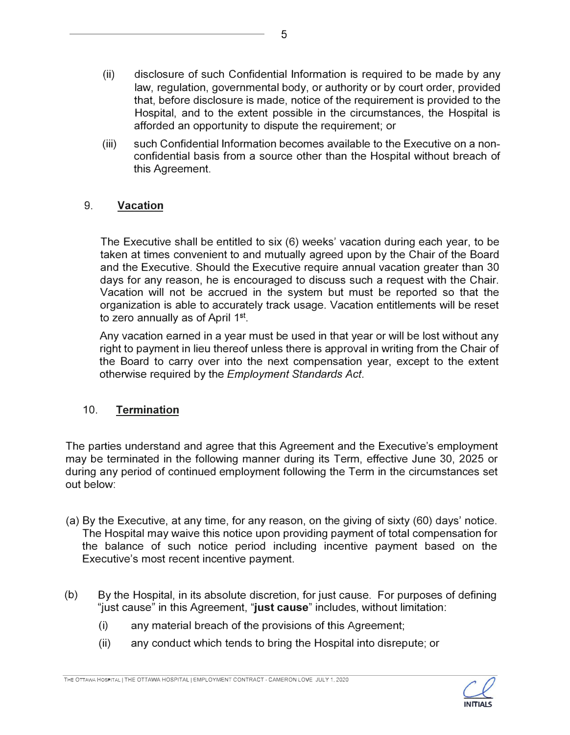(ii) disclosure of such Confidential Information is required to be made by any law, regulation, governmental body, or authority or by court order, provided that, before disclosure is made, notice of the requirement is provided to the Hospital, and to the extent possible in the circumstances, the Hospital is afforded an opportunity to dispute the requirement; or

(iii) such Confidential Information becomes available to the Executive on a non-confidential basis from a source other than the Hospital without breach of this Agreement.

## 9. Vacation

The Executive shall be entitled to six (6) weeks' vacation during each year, to be taken at times convenient to and mutually agreed upon by the Chair of the Board and the Executive. Should the Executive require annual vacation greater than 30 days for any reason, he is encouraged to discuss such a request with the Chair. Vacation will not be accrued in the system but must be reported so that the organization is able to accurately track usage. Vacation entitlements will be reset to zero annually as of April 1st.

Any vacation earned in a year must be used in that year or will be lost without any right to payment in lieu thereof unless there is approval in writing from the Chair of the Board to carry over into the next compensation year, except to the extent otherwise required by the *Employment Standards Act*.

## 10. Termination

The parties understand and agree that this Agreement and the Executive's employment may be terminated in the following manner during its Term, effective June 30, 2025 or during any period of continued employment following the Term in the circumstances set out below:

(a) By the Executive, at any time, for any reason, on the giving of sixty (60) days' notice. The Hospital may waive this notice upon providing payment of total compensation for the balance of such notice period including incentive payment based on the Executive's most recent incentive payment.

(b) By the Hospital, in its absolute discretion, for just cause. For purposes of defining "just cause" in this Agreement, "**just cause**" includes, without limitation:

(i) any material breach of the provisions of this Agreement;

(ii) any conduct which tends to bring the Hospital into disrepute; or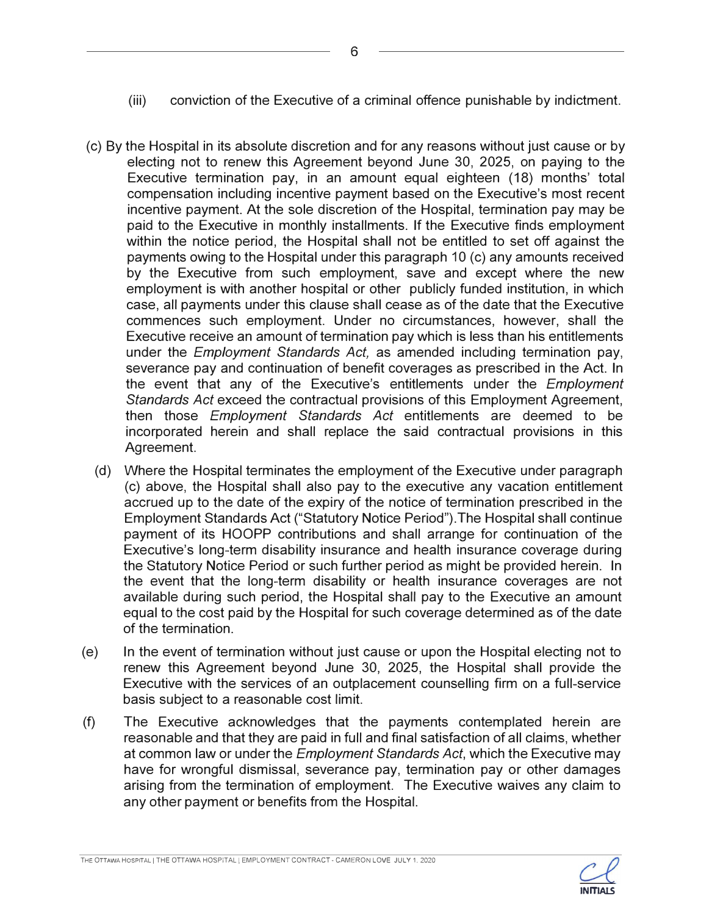(iii) conviction of the Executive of a criminal offence punishable by indictment.

(c) By the Hospital in its absolute discretion and for any reasons without just cause or by electing not to renew this Agreement beyond June 30, 2025, on paying to the Executive termination pay, in an amount equal eighteen (18) months' total compensation including incentive payment based on the Executive's most recent incentive payment. At the sole discretion of the Hospital, termination pay may be paid to the Executive in monthly installments. If the Executive finds employment within the notice period, the Hospital shall not be entitled to set off against the payments owing to the Hospital under this paragraph 10 (c) any amounts received by the Executive from such employment, save and except where the new employment is with another hospital or other publicly funded institution, in which case, all payments under this clause shall cease as of the date that the Executive commences such employment. Under no circumstances, however, shall the Executive receive an amount of termination pay which is less than his entitlements under the *Employment Standards Act,* as amended including termination pay, severance pay and continuation of benefit coverages as prescribed in the Act. In the event that any of the Executive's entitlements under the *Employment Standards Act* exceed the contractual provisions of this Employment Agreement, then those *Employment Standards Act* entitlements are deemed to be incorporated herein and shall replace the said contractual provisions in this Agreement.

(d) Where the Hospital terminates the employment of the Executive under paragraph (c) above, the Hospital shall also pay to the executive any vacation entitlement accrued up to the date of the expiry of the notice of termination prescribed in the Employment Standards Act ("Statutory Notice Period"). The Hospital shall continue payment of its HOOPP contributions and shall arrange for continuation of the Executive's long-term disability insurance and health insurance coverage during the Statutory Notice Period or such further period as might be provided herein. In the event that the long-term disability or health insurance coverages are not available during such period, the Hospital shall pay to the Executive an amount equal to the cost paid by the Hospital for such coverage determined as of the date of the termination.

(e) In the event of termination without just cause or upon the Hospital electing not to renew this Agreement beyond June 30, 2025, the Hospital shall provide the Executive with the services of an outplacement counselling firm on a full-service basis subject to a reasonable cost limit.

(f) The Executive acknowledges that the payments contemplated herein are reasonable and that they are paid in full and final satisfaction of all claims, whether at common law or under the *Employment Standards Act*, which the Executive may have for wrongful dismissal, severance pay, termination pay or other damages arising from the termination of employment. The Executive waives any claim to any other payment or benefits from the Hospital.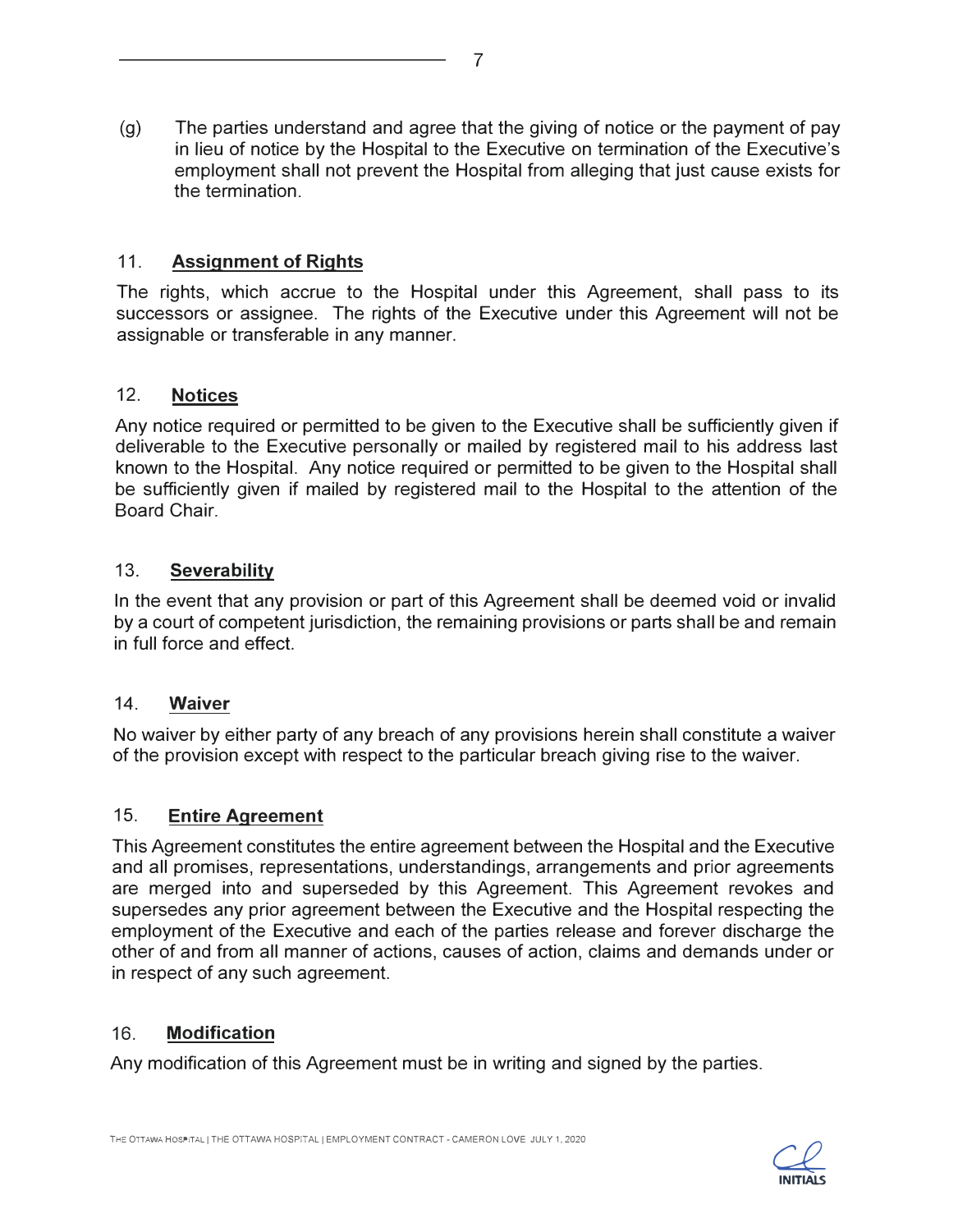(g) The parties understand and agree that the giving of notice or the payment of pay in lieu of notice by the Hospital to the Executive on termination of the Executive's employment shall not prevent the Hospital from alleging that just cause exists for the termination.

## 11. Assignment of Rights

The rights, which accrue to the Hospital under this Agreement, shall pass to its successors or assignee. The rights of the Executive under this Agreement will not be assignable or transferable in any manner.

## 12. Notices

Any notice required or permitted to be given to the Executive shall be sufficiently given if deliverable to the Executive personally or mailed by registered mail to his address last known to the Hospital. Any notice required or permitted to be given to the Hospital shall be sufficiently given if mailed by registered mail to the Hospital to the attention of the Board Chair.

## 13. Severability

In the event that any provision or part of this Agreement shall be deemed void or invalid by a court of competent jurisdiction, the remaining provisions or parts shall be and remain in full force and effect.

## 14. Waiver

No waiver by either party of any breach of any provisions herein shall constitute a waiver of the provision except with respect to the particular breach giving rise to the waiver.

## 15. Entire Agreement

This Agreement constitutes the entire agreement between the Hospital and the Executive and all promises, representations, understandings, arrangements and prior agreements are merged into and superseded by this Agreement. This Agreement revokes and supersedes any prior agreement between the Executive and the Hospital respecting the employment of the Executive and each of the parties release and forever discharge the other of and from all manner of actions, causes of action, claims and demands under or in respect of any such agreement.

## 16. Modification

Any modification of this Agreement must be in writing and signed by the parties.

INITIALS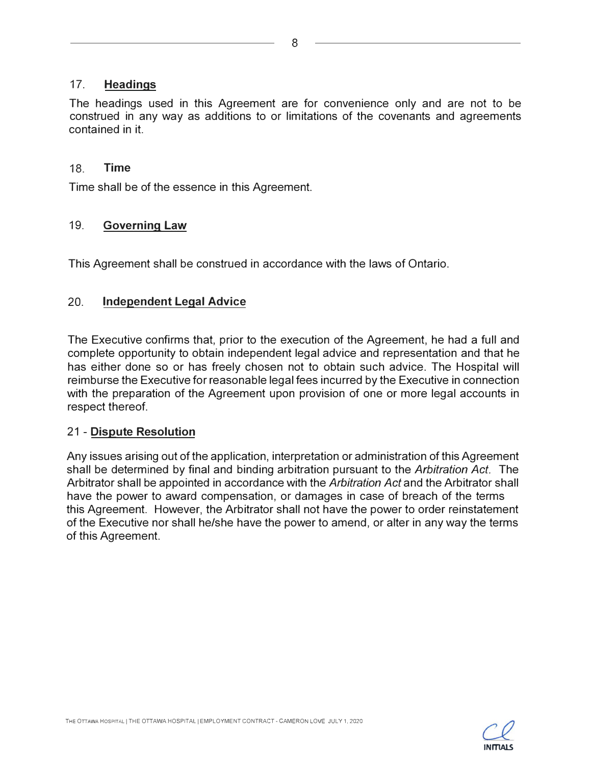## 17. **Headings**

The headings used in this Agreement are for convenience only and are not to be construed in any way as additions to or limitations of the covenants and agreements contained in it.

## 18. **Time**

Time shall be of the essence in this Agreement.

## 19. **Governing Law**

This Agreement shall be construed in accordance with the laws of Ontario.

## 20. **Independent Legal Advice**

The Executive confirms that, prior to the execution of the Agreement, he had a full and complete opportunity to obtain independent legal advice and representation and that he has either done so or has freely chosen not to obtain such advice. The Hospital will reimburse the Executive for reasonable legal fees incurred by the Executive in connection with the preparation of the Agreement upon provision of one or more legal accounts in respect thereof.

## 21 - **Dispute Resolution**

Any issues arising out of the application, interpretation or administration of this Agreement shall be determined by final and binding arbitration pursuant to the *Arbitration Act*. The Arbitrator shall be appointed in accordance with the *Arbitration Act* and the Arbitrator shall have the power to award compensation, or damages in case of breach of the terms this Agreement. However, the Arbitrator shall not have the power to order reinstatement of the Executive nor shall he/she have the power to amend, or alter in any way the terms of this Agreement.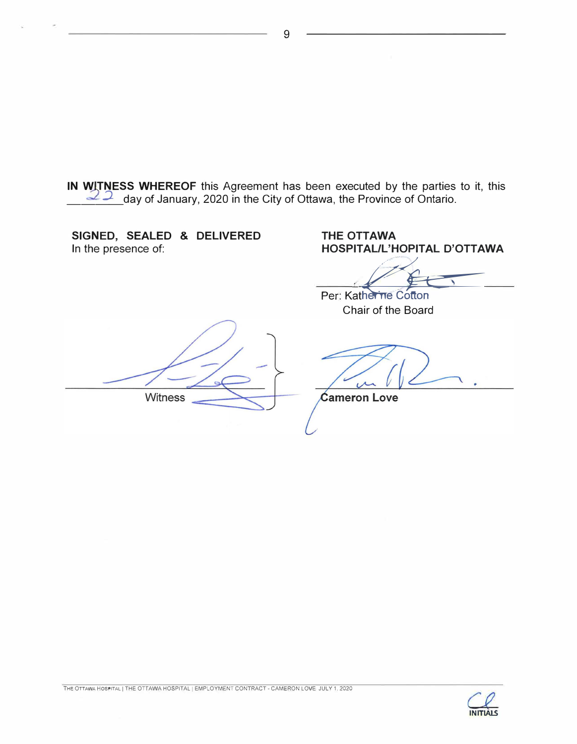**IN WITNESS WHEREOF** this Agreement has been executed by the parties to it, this 22 day of January, 2020 in the City of Ottawa, the Province of Ontario.

**SIGNED, SEALED & DELIVERED**
In the presence of:

**THE OTTAWA HOSPITAL/L'HOPITAL D'OTTAWA**

______________________________
Per: Katherine Cotton
Chair of the Board

______________________________
Witness

______________________________
**Cameron Love**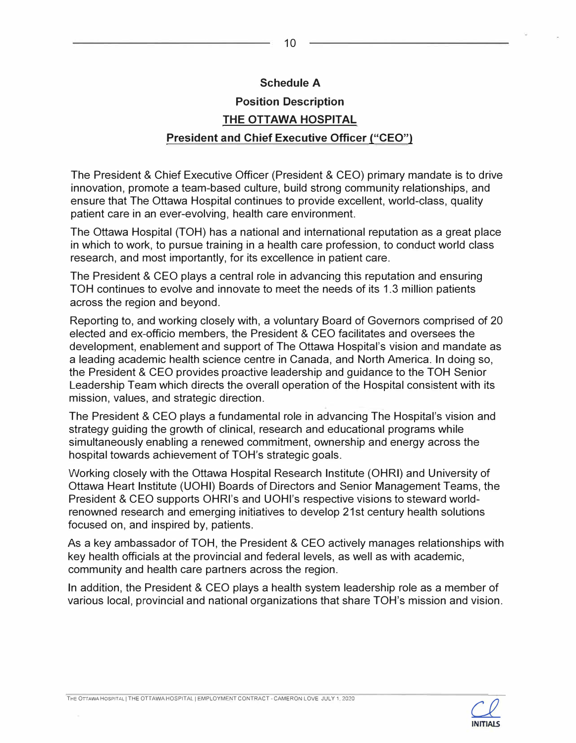**Schedule A**

**Position Description**

**THE OTTAWA HOSPITAL**

**President and Chief Executive Officer ("CEO")**

The President & Chief Executive Officer (President & CEO) primary mandate is to drive innovation, promote a team-based culture, build strong community relationships, and ensure that The Ottawa Hospital continues to provide excellent, world-class, quality patient care in an ever-evolving, health care environment.

The Ottawa Hospital (TOH) has a national and international reputation as a great place in which to work, to pursue training in a health care profession, to conduct world class research, and most importantly, for its excellence in patient care.

The President & CEO plays a central role in advancing this reputation and ensuring TOH continues to evolve and innovate to meet the needs of its 1.3 million patients across the region and beyond.

Reporting to, and working closely with, a voluntary Board of Governors comprised of 20 elected and ex-officio members, the President & CEO facilitates and oversees the development, enablement and support of The Ottawa Hospital's vision and mandate as a leading academic health science centre in Canada, and North America. In doing so, the President & CEO provides proactive leadership and guidance to the TOH Senior Leadership Team which directs the overall operation of the Hospital consistent with its mission, values, and strategic direction.

The President & CEO plays a fundamental role in advancing The Hospital's vision and strategy guiding the growth of clinical, research and educational programs while simultaneously enabling a renewed commitment, ownership and energy across the hospital towards achievement of TOH's strategic goals.

Working closely with the Ottawa Hospital Research Institute (OHRI) and University of Ottawa Heart Institute (UOHI) Boards of Directors and Senior Management Teams, the President & CEO supports OHRI's and UOHI's respective visions to steward world-renowned research and emerging initiatives to develop 21st century health solutions focused on, and inspired by, patients.

As a key ambassador of TOH, the President & CEO actively manages relationships with key health officials at the provincial and federal levels, as well as with academic, community and health care partners across the region.

In addition, the President & CEO plays a health system leadership role as a member of various local, provincial and national organizations that share TOH's mission and vision.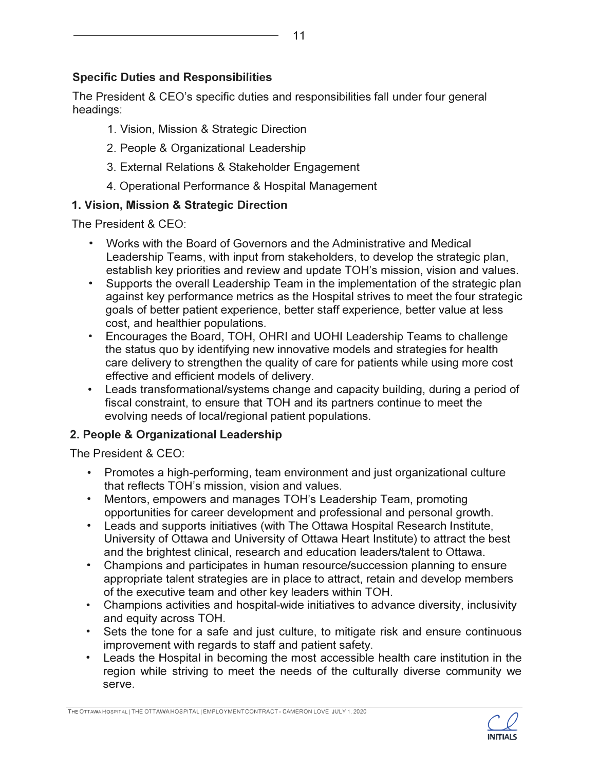### Specific Duties and Responsibilities

The President & CEO's specific duties and responsibilities fall under four general headings:

1. Vision, Mission & Strategic Direction
2. People & Organizational Leadership
3. External Relations & Stakeholder Engagement
4. Operational Performance & Hospital Management

### 1. Vision, Mission & Strategic Direction

The President & CEO:

- Works with the Board of Governors and the Administrative and Medical Leadership Teams, with input from stakeholders, to develop the strategic plan, establish key priorities and review and update TOH's mission, vision and values.
- Supports the overall Leadership Team in the implementation of the strategic plan against key performance metrics as the Hospital strives to meet the four strategic goals of better patient experience, better staff experience, better value at less cost, and healthier populations.
- Encourages the Board, TOH, OHRI and UOHI Leadership Teams to challenge the status quo by identifying new innovative models and strategies for health care delivery to strengthen the quality of care for patients while using more cost effective and efficient models of delivery.
- Leads transformational/systems change and capacity building, during a period of fiscal constraint, to ensure that TOH and its partners continue to meet the evolving needs of local/regional patient populations.

### 2. People & Organizational Leadership

The President & CEO:

- Promotes a high-performing, team environment and just organizational culture that reflects TOH's mission, vision and values.
- Mentors, empowers and manages TOH's Leadership Team, promoting opportunities for career development and professional and personal growth.
- Leads and supports initiatives (with The Ottawa Hospital Research Institute, University of Ottawa and University of Ottawa Heart Institute) to attract the best and the brightest clinical, research and education leaders/talent to Ottawa.
- Champions and participates in human resource/succession planning to ensure appropriate talent strategies are in place to attract, retain and develop members of the executive team and other key leaders within TOH.
- Champions activities and hospital-wide initiatives to advance diversity, inclusivity and equity across TOH.
- Sets the tone for a safe and just culture, to mitigate risk and ensure continuous improvement with regards to staff and patient safety.
- Leads the Hospital in becoming the most accessible health care institution in the region while striving to meet the needs of the culturally diverse community we serve.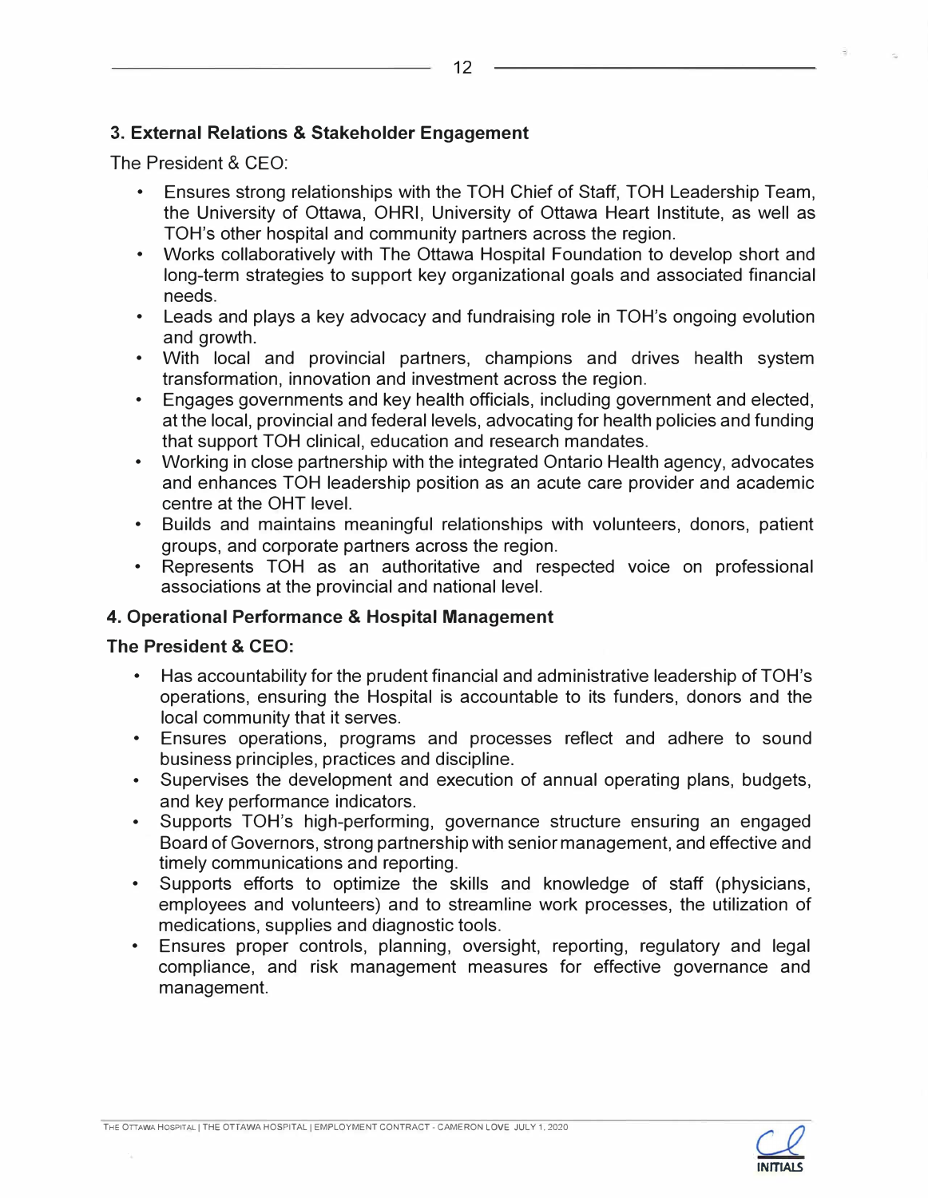### 3. External Relations & Stakeholder Engagement

The President & CEO:

- Ensures strong relationships with the TOH Chief of Staff, TOH Leadership Team, the University of Ottawa, OHRI, University of Ottawa Heart Institute, as well as TOH's other hospital and community partners across the region.
- Works collaboratively with The Ottawa Hospital Foundation to develop short and long-term strategies to support key organizational goals and associated financial needs.
- Leads and plays a key advocacy and fundraising role in TOH's ongoing evolution and growth.
- With local and provincial partners, champions and drives health system transformation, innovation and investment across the region.
- Engages governments and key health officials, including government and elected, at the local, provincial and federal levels, advocating for health policies and funding that support TOH clinical, education and research mandates.
- Working in close partnership with the integrated Ontario Health agency, advocates and enhances TOH leadership position as an acute care provider and academic centre at the OHT level.
- Builds and maintains meaningful relationships with volunteers, donors, patient groups, and corporate partners across the region.
- Represents TOH as an authoritative and respected voice on professional associations at the provincial and national level.

### 4. Operational Performance & Hospital Management

**The President & CEO:**

- Has accountability for the prudent financial and administrative leadership of TOH's operations, ensuring the Hospital is accountable to its funders, donors and the local community that it serves.
- Ensures operations, programs and processes reflect and adhere to sound business principles, practices and discipline.
- Supervises the development and execution of annual operating plans, budgets, and key performance indicators.
- Supports TOH's high-performing, governance structure ensuring an engaged Board of Governors, strong partnership with senior management, and effective and timely communications and reporting.
- Supports efforts to optimize the skills and knowledge of staff (physicians, employees and volunteers) and to streamline work processes, the utilization of medications, supplies and diagnostic tools.
- Ensures proper controls, planning, oversight, reporting, regulatory and legal compliance, and risk management measures for effective governance and management.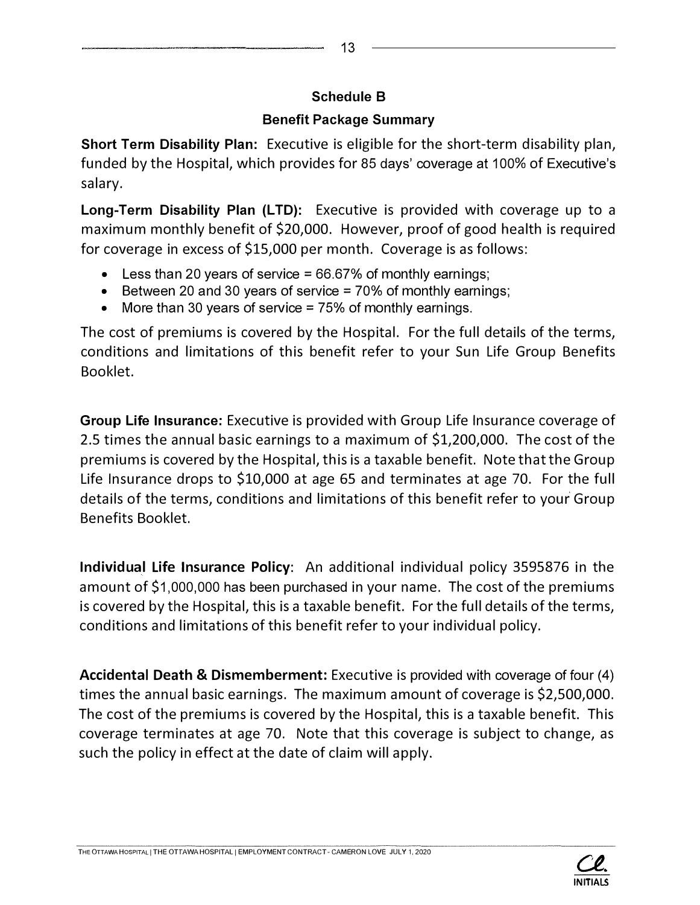## Schedule B

### Benefit Package Summary

**Short Term Disability Plan:** Executive is eligible for the short-term disability plan, funded by the Hospital, which provides for 85 days' coverage at 100% of Executive's salary.

**Long-Term Disability Plan (LTD):** Executive is provided with coverage up to a maximum monthly benefit of $20,000. However, proof of good health is required for coverage in excess of $15,000 per month. Coverage is as follows:

- Less than 20 years of service = 66.67% of monthly earnings;
- Between 20 and 30 years of service = 70% of monthly earnings;
- More than 30 years of service = 75% of monthly earnings.

The cost of premiums is covered by the Hospital. For the full details of the terms, conditions and limitations of this benefit refer to your Sun Life Group Benefits Booklet.

**Group Life Insurance:** Executive is provided with Group Life Insurance coverage of 2.5 times the annual basic earnings to a maximum of $1,200,000. The cost of the premiums is covered by the Hospital, this is a taxable benefit. Note that the Group Life Insurance drops to $10,000 at age 65 and terminates at age 70. For the full details of the terms, conditions and limitations of this benefit refer to your Group Benefits Booklet.

**Individual Life Insurance Policy**: An additional individual policy 3595876 in the amount of $1,000,000 has been purchased in your name. The cost of the premiums is covered by the Hospital, this is a taxable benefit. For the full details of the terms, conditions and limitations of this benefit refer to your individual policy.

**Accidental Death & Dismemberment:** Executive is provided with coverage of four (4) times the annual basic earnings. The maximum amount of coverage is $2,500,000. The cost of the premiums is covered by the Hospital, this is a taxable benefit. This coverage terminates at age 70. Note that this coverage is subject to change, as such the policy in effect at the date of claim will apply.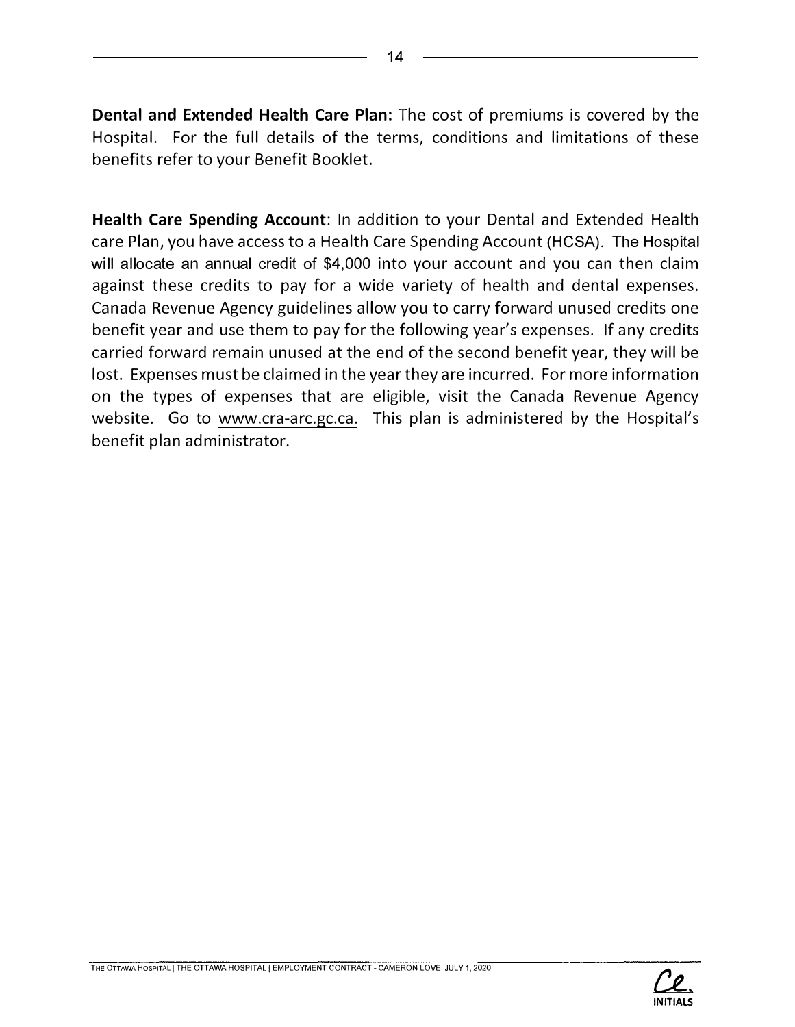**Dental and Extended Health Care Plan:** The cost of premiums is covered by the Hospital. For the full details of the terms, conditions and limitations of these benefits refer to your Benefit Booklet.

**Health Care Spending Account**: In addition to your Dental and Extended Health care Plan, you have access to a Health Care Spending Account (HCSA). The Hospital will allocate an annual credit of $4,000 into your account and you can then claim against these credits to pay for a wide variety of health and dental expenses. Canada Revenue Agency guidelines allow you to carry forward unused credits one benefit year and use them to pay for the following year's expenses. If any credits carried forward remain unused at the end of the second benefit year, they will be lost. Expenses must be claimed in the year they are incurred. For more information on the types of expenses that are eligible, visit the Canada Revenue Agency website. Go to www.cra-arc.gc.ca. This plan is administered by the Hospital's benefit plan administrator.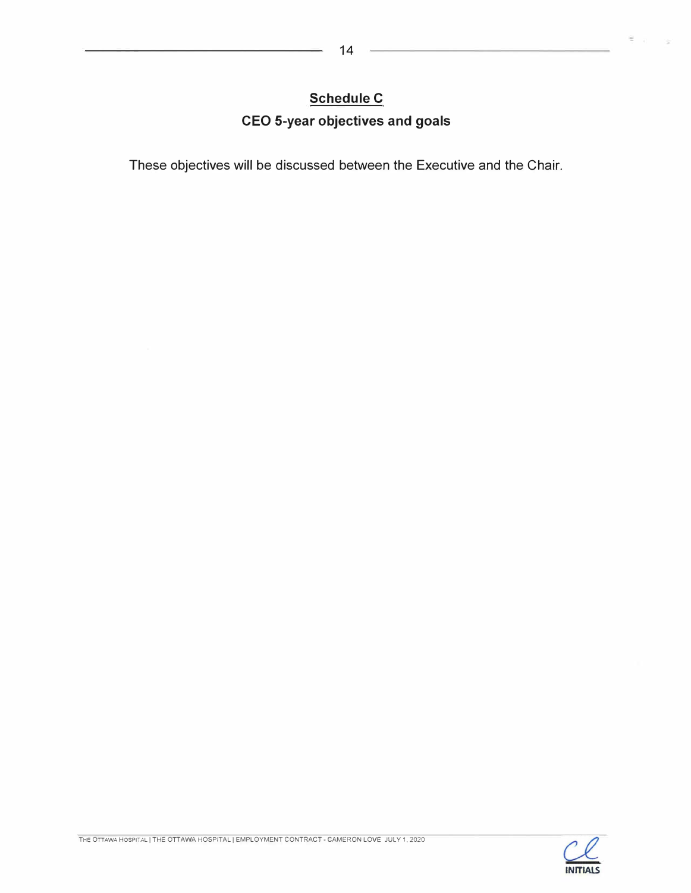## Schedule C

### CEO 5-year objectives and goals

These objectives will be discussed between the Executive and the Chair.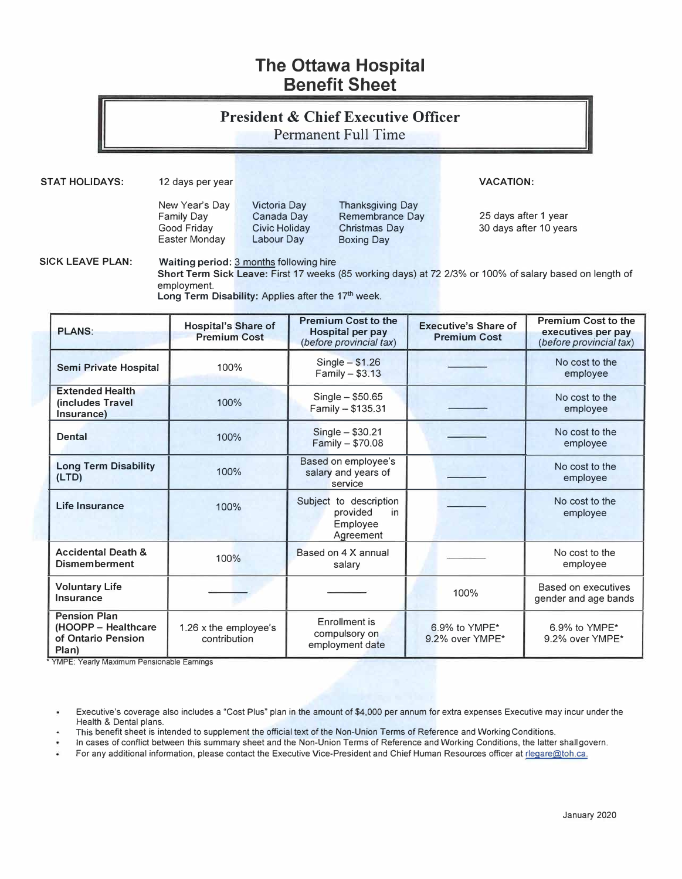# The Ottawa Hospital
# Benefit Sheet

## President & Chief Executive Officer
Permanent Full Time

**STAT HOLIDAYS:** 12 days per year

New Year's Day, Family Day, Good Friday, Easter Monday, Victoria Day, Canada Day, Civic Holiday, Labour Day, Thanksgiving Day, Remembrance Day, Christmas Day, Boxing Day

**VACATION:**

25 days after 1 year
30 days after 10 years

**SICK LEAVE PLAN:**

**Waiting period:** 3 months following hire
**Short Term Sick Leave:** First 17 weeks (85 working days) at 72 2/3% or 100% of salary based on length of employment.
**Long Term Disability:** Applies after the 17th week.

| PLANS: | Hospital's Share of Premium Cost | Premium Cost to the Hospital per pay *(before provincial tax)* | Executive's Share of Premium Cost | Premium Cost to the executives per pay *(before provincial tax)* |
|---|---|---|---|---|
| **Semi Private Hospital** | 100% | Single – $1.26<br>Family – $3.13 | ——— | No cost to the employee |
| **Extended Health (includes Travel Insurance)** | 100% | Single – $50.65<br>Family – $135.31 | ——— | No cost to the employee |
| **Dental** | 100% | Single – $30.21<br>Family – $70.08 | ——— | No cost to the employee |
| **Long Term Disability (LTD)** | 100% | Based on employee's salary and years of service | ——— | No cost to the employee |
| **Life Insurance** | 100% | Subject to description provided in Employee Agreement | ——— | No cost to the employee |
| **Accidental Death & Dismemberment** | 100% | Based on 4 X annual salary | ——— | No cost to the employee |
| **Voluntary Life Insurance** | ——— | ——— | 100% | Based on executives gender and age bands |
| **Pension Plan (HOOPP – Healthcare of Ontario Pension Plan)** | 1.26 x the employee's contribution | Enrollment is compulsory on employment date | 6.9% to YMPE*<br>9.2% over YMPE* | 6.9% to YMPE*<br>9.2% over YMPE* |

* YMPE: Yearly Maximum Pensionable Earnings

- Executive's coverage also includes a "Cost Plus" plan in the amount of $4,000 per annum for extra expenses Executive may incur under the Health & Dental plans.
- This benefit sheet is intended to supplement the official text of the Non-Union Terms of Reference and Working Conditions.
- In cases of conflict between this summary sheet and the Non-Union Terms of Reference and Working Conditions, the latter shall govern.
- For any additional information, please contact the Executive Vice-President and Chief Human Resources officer at rlegare@toh.ca.

January 2020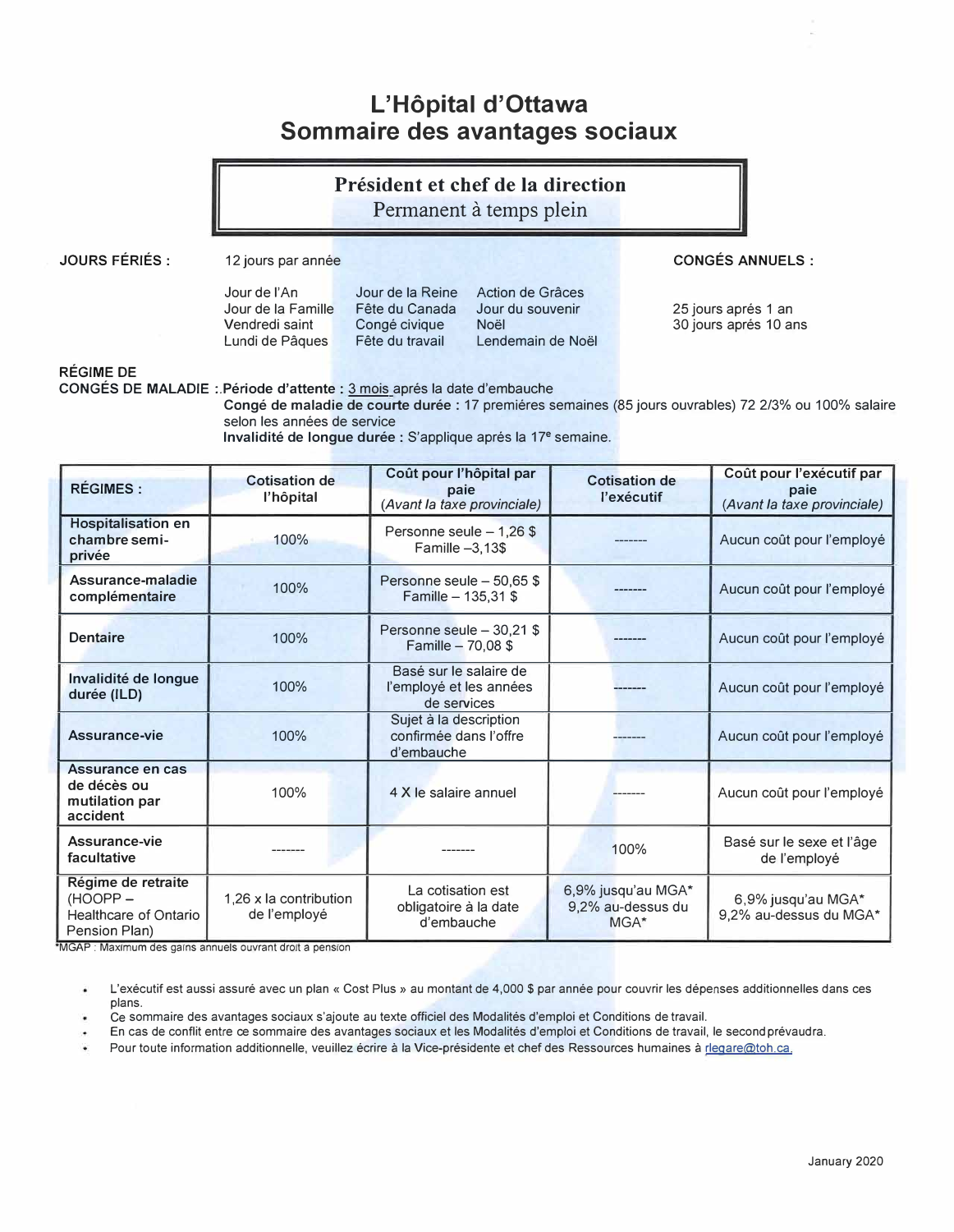# L'Hôpital d'Ottawa
# Sommaire des avantages sociaux

## Président et chef de la direction
Permanent à temps plein

**JOURS FÉRIÉS :** 12 jours par année

| | | |
|---|---|---|
| Jour de l'An | Jour de la Reine | Action de Grâces |
| Jour de la Famille | Fête du Canada | Jour du souvenir |
| Vendredi saint | Congé civique | Noël |
| Lundi de Pâques | Fête du travail | Lendemain de Noël |

**CONGÉS ANNUELS :**

25 jours aprés 1 an
30 jours aprés 10 ans

**RÉGIME DE CONGÉS DE MALADIE :** **Période d'attente :** 3 mois aprés la date d'embauche
**Congé de maladie de courte durée :** 17 premiéres semaines (85 jours ouvrables) 72 2/3% ou 100% salaire selon les années de service
**Invalidité de longue durée :** S'applique aprés la 17e semaine.

| RÉGIMES : | Cotisation de l'hôpital | Coût pour l'hôpital par paie *(Avant la taxe provinciale)* | Cotisation de l'exécutif | Coût pour l'exécutif par paie *(Avant la taxe provinciale)* |
|---|---|---|---|---|
| **Hospitalisation en chambre semi-privée** | 100% | Personne seule – 1,26 $<br>Famille –3,13$ | ------- | Aucun coût pour l'employé |
| **Assurance-maladie complémentaire** | 100% | Personne seule – 50,65 $<br>Famille – 135,31 $ | ------- | Aucun coût pour l'employé |
| **Dentaire** | 100% | Personne seule – 30,21 $<br>Famille – 70,08 $ | ------- | Aucun coût pour l'employé |
| **Invalidité de longue durée (ILD)** | 100% | Basé sur le salaire de l'employé et les années de services | ------- | Aucun coût pour l'employé |
| **Assurance-vie** | 100% | Sujet à la description confirmée dans l'offre d'embauche | ------- | Aucun coût pour l'employé |
| **Assurance en cas de décès ou mutilation par accident** | 100% | 4 X le salaire annuel | ------- | Aucun coût pour l'employé |
| **Assurance-vie facultative** | ------- | ------- | 100% | Basé sur le sexe et l'âge de l'employé |
| **Régime de retraite** (HOOPP – Healthcare of Ontario Pension Plan) | 1,26 x la contribution de l'employé | La cotisation est obligatoire à la date d'embauche | 6,9% jusqu'au MGA*<br>9,2% au-dessus du MGA* | 6,9% jusqu'au MGA*<br>9,2% au-dessus du MGA* |

*MGAP : Maximum des gains annuels ouvrant droit à pension

- L'exécutif est aussi assuré avec un plan « Cost Plus » au montant de 4,000 $ par année pour couvrir les dépenses additionnelles dans ces plans.
- Ce sommaire des avantages sociaux s'ajoute au texte officiel des Modalités d'emploi et Conditions de travail.
- En cas de conflit entre ce sommaire des avantages sociaux et les Modalités d'emploi et Conditions de travail, le second prévaudra.
- Pour toute information additionnelle, veuillez écrire à la Vice-présidente et chef des Ressources humaines à rlegare@toh.ca.

January 2020